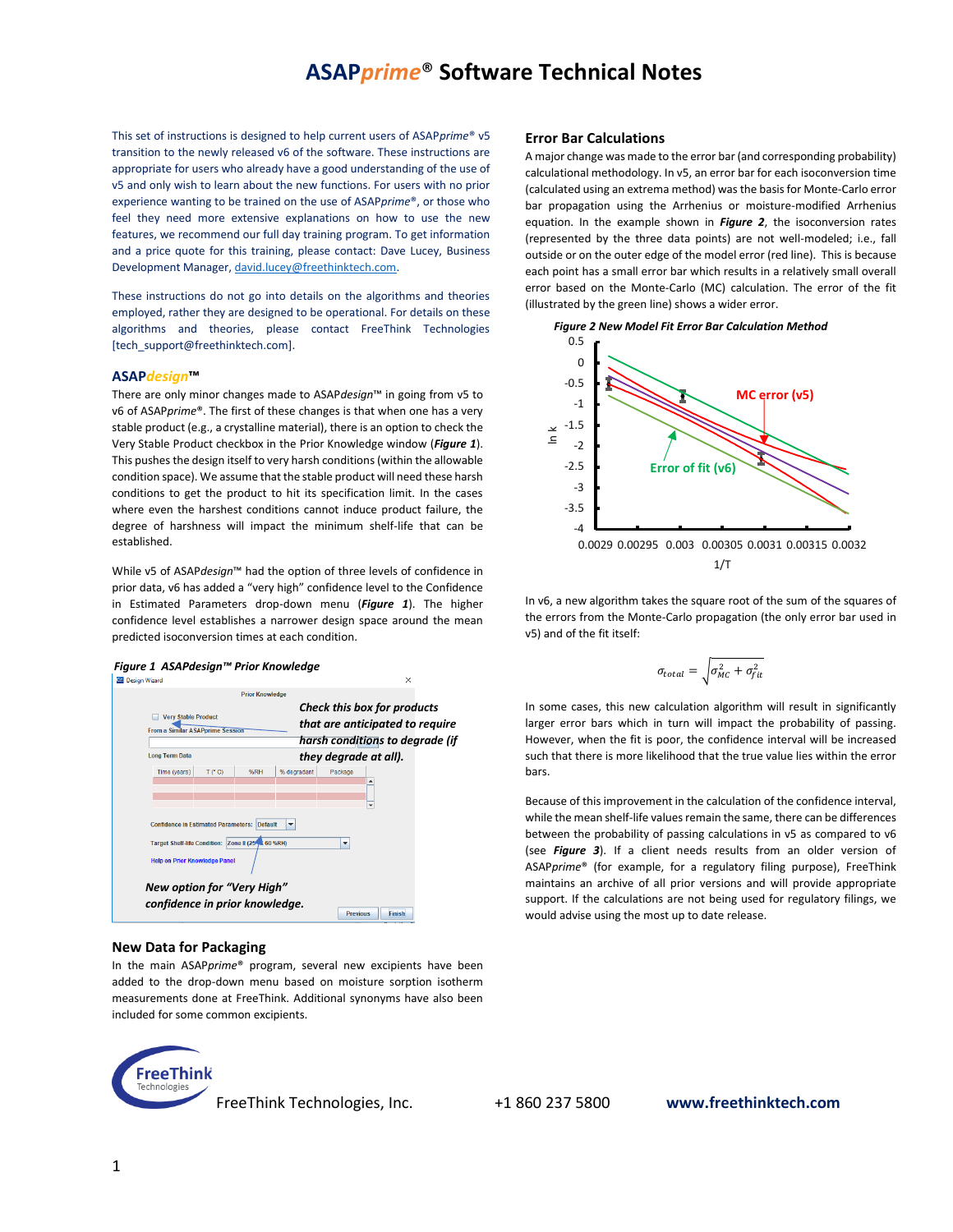# ASAP*prime*® Software Technical Notes

This set of instructions is designed to help current users of ASAP*prime*® v5 transition to the newly released v6 of the software. These instructions are appropriate for users who already have a good understanding of the use of v5 and only wish to learn about the new functions. For users with no prior experience wanting to be trained on the use of ASAP*prime*®, or those who feel they need more extensive explanations on how to use the new features, we recommend our full day training program. To get information and a price quote for this training, please contact: Dave Lucey, Business Development Manager, david.lucey@freethinktech.com.

These instructions do not go into details on the algorithms and theories employed, rather they are designed to be operational. For details on these algorithms and theories, please contact FreeThink Technologies [tech_support@freethinktech.com].

### ASAP*design*™

There are only minor changes made to ASAP*design*™ in going from v5 to v6 of ASAP*prime*®. The first of these changes is that when one has a very stable product (e.g., a crystalline material), there is an option to check the Very Stable Product checkbox in the Prior Knowledge window (***Figure 1***). This pushes the design itself to very harsh conditions (within the allowable condition space). We assume that the stable product will need these harsh conditions to get the product to hit its specification limit. In the cases where even the harshest conditions cannot induce product failure, the degree of harshness will impact the minimum shelf-life that can be established.

While v5 of ASAP*design*™ had the option of three levels of confidence in prior data, v6 has added a "very high" confidence level to the Confidence in Estimated Parameters drop-down menu (***Figure 1***). The higher confidence level establishes a narrower design space around the mean predicted isoconversion times at each condition.

***Figure 1 ASAPdesign™ Prior Knowledge***

### New Data for Packaging

In the main ASAP*prime*® program, several new excipients have been added to the drop-down menu based on moisture sorption isotherm measurements done at FreeThink. Additional synonyms have also been included for some common excipients.

### Error Bar Calculations

A major change was made to the error bar (and corresponding probability) calculational methodology. In v5, an error bar for each isoconversion time (calculated using an extrema method) was the basis for Monte-Carlo error bar propagation using the Arrhenius or moisture-modified Arrhenius equation. In the example shown in ***Figure 2***, the isoconversion rates (represented by the three data points) are not well-modeled; i.e., fall outside or on the outer edge of the model error (red line). This is because each point has a small error bar which results in a relatively small overall error based on the Monte-Carlo (MC) calculation. The error of the fit (illustrated by the green line) shows a wider error.

***Figure 2 New Model Fit Error Bar Calculation Method***

In v6, a new algorithm takes the square root of the sum of the squares of the errors from the Monte-Carlo propagation (the only error bar used in v5) and of the fit itself:

$$\sigma_{total} = \sqrt{\sigma_{MC}^2 + \sigma_{fit}^2}$$

In some cases, this new calculation algorithm will result in significantly larger error bars which in turn will impact the probability of passing. However, when the fit is poor, the confidence interval will be increased such that there is more likelihood that the true value lies within the error bars.

Because of this improvement in the calculation of the confidence interval, while the mean shelf-life values remain the same, there can be differences between the probability of passing calculations in v5 as compared to v6 (see ***Figure 3***). If a client needs results from an older version of ASAP*prime*® (for example, for a regulatory filing purpose), FreeThink maintains an archive of all prior versions and will provide appropriate support. If the calculations are not being used for regulatory filings, we would advise using the most up to date release.

FreeThink Technologies, Inc. +1 860 237 5800 **www.freethinktech.com**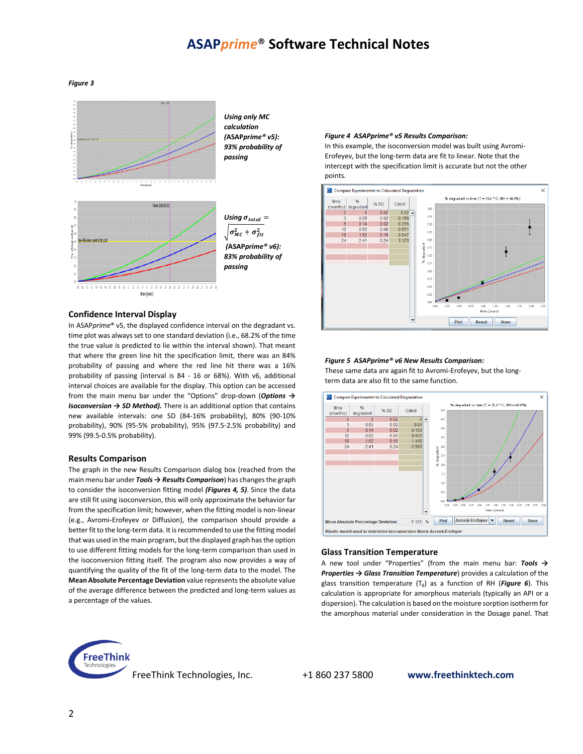*Figure 3*

***Using only MC calculation (ASAPprime® v5): 93% probability of passing***

***Using*** $\sigma_{total} = \sqrt{\sigma_{MC}^2 + \sigma_{fit}^2}$ ***(ASAPprime® v6): 83% probability of passing***

## Confidence Interval Display

In ASAP*prime*® v5, the displayed confidence interval on the degradant vs. time plot was always set to one standard deviation (i.e., 68.2% of the time the true value is predicted to lie within the interval shown). That meant that where the green line hit the specification limit, there was an 84% probability of passing and where the red line hit there was a 16% probability of passing (interval is 84 - 16 or 68%). With v6, additional interval choices are available for the display. This option can be accessed from the main menu bar under the "Options" drop-down (***Options → Isoconversion → SD Method).*** There is an additional option that contains new available intervals: one SD (84-16% probability), 80% (90-10% probability), 90% (95-5% probability), 95% (97.5-2.5% probability) and 99% (99.5-0.5% probability).

## Results Comparison

The graph in the new Results Comparison dialog box (reached from the main menu bar under ***Tools → Results Comparison***) has changes the graph to consider the isoconversion fitting model (***Figures 4, 5)***. Since the data are still fit using isoconversion, this will only approximate the behavior far from the specification limit; however, when the fitting model is non-linear (e.g., Avromi-Erofeyev or Diffusion), the comparison should provide a better fit to the long-term data. It is recommended to use the fitting model that was used in the main program, but the displayed graph has the option to use different fitting models for the long-term comparison than used in the isoconversion fitting itself. The program also now provides a way of quantifying the quality of the fit of the long-term data to the model. The **Mean Absolute Percentage Deviation** value represents the absolute value of the average difference between the predicted and long-term values as a percentage of the values.

***Figure 4 ASAPprime® v5 Results Comparison:***
In this example, the isoconversion model was built using Avromi-Erofeyev, but the long-term data are fit to linear. Note that the intercept with the specification limit is accurate but not the other points.

| time (months) | % degradant | % SD | Calcd |
|---|---|---|---|
| 0 | 0 | 0.02 | 0.02 |
| 3 | 0.05 | 0.02 | 0.158 |
| 6 | 0.14 | 0.02 | 0.296 |
| 12 | 0.62 | 0.06 | 0.571 |
| 18 | 1.62 | 0.16 | 0.847 |
| 24 | 2.41 | 0.24 | 1.123 |

***Figure 5 ASAPprime® v6 New Results Comparison:***
These same data are again fit to Avromi-Erofeyev, but the long-term data are also fit to the same function.

| time (months) | % degradant | % SD | Calcd |
|---|---|---|---|
| 0 | 0 | 0.02 | 0 |
| 3 | 0.05 | 0.02 | 0.04 |
| 6 | 0.14 | 0.02 | 0.159 |
| 12 | 0.62 | 0.06 | 0.633 |
| 18 | 1.62 | 0.16 | 1.419 |
| 24 | 2.41 | 0.24 | 2.509 |

Mean Absolute Percentage Deviation: 9.121 %

Kinetic model used to determine isoconversion times: Avromi-Erofeyev

## Glass Transition Temperature

A new tool under "Properties" (from the main menu bar: ***Tools → Properties → Glass Transition Temperature***) provides a calculation of the glass transition temperature ($T_g$) as a function of RH (***Figure 6***). This calculation is appropriate for amorphous materials (typically an API or a dispersion). The calculation is based on the moisture sorption isotherm for the amorphous material under consideration in the Dosage panel. That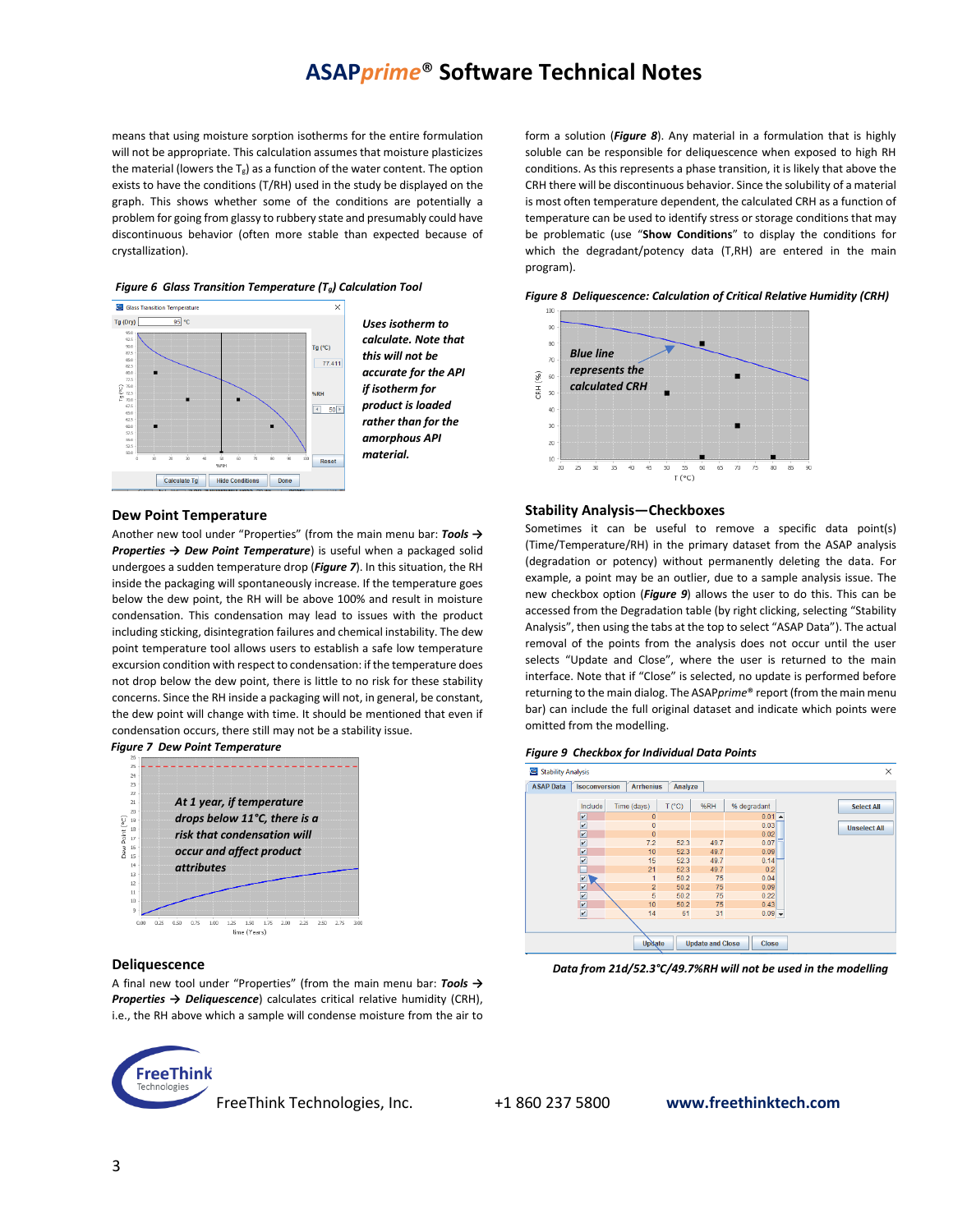means that using moisture sorption isotherms for the entire formulation will not be appropriate. This calculation assumes that moisture plasticizes the material (lowers the $T_g$) as a function of the water content. The option exists to have the conditions (T/RH) used in the study be displayed on the graph. This shows whether some of the conditions are potentially a problem for going from glassy to rubbery state and presumably could have discontinuous behavior (often more stable than expected because of crystallization).

***Figure 6 Glass Transition Temperature ($T_g$) Calculation Tool***

*Uses isotherm to calculate. Note that this will not be accurate for the API if isotherm for product is loaded rather than for the amorphous API material.*

## Dew Point Temperature

Another new tool under "Properties" (from the main menu bar: ***Tools → Properties → Dew Point Temperature***) is useful when a packaged solid undergoes a sudden temperature drop (***Figure 7***). In this situation, the RH inside the packaging will spontaneously increase. If the temperature goes below the dew point, the RH will be above 100% and result in moisture condensation. This condensation may lead to issues with the product including sticking, disintegration failures and chemical instability. The dew point temperature tool allows users to establish a safe low temperature excursion condition with respect to condensation: if the temperature does not drop below the dew point, there is little to no risk for these stability concerns. Since the RH inside a packaging will not, in general, be constant, the dew point will change with time. It should be mentioned that even if condensation occurs, there still may not be a stability issue.

***Figure 7 Dew Point Temperature***

*At 1 year, if temperature drops below 11°C, there is a risk that condensation will occur and affect product attributes*

## Deliquescence

A final new tool under "Properties" (from the main menu bar: ***Tools → Properties → Deliquescence***) calculates critical relative humidity (CRH), i.e., the RH above which a sample will condense moisture from the air to form a solution (***Figure 8***). Any material in a formulation that is highly soluble can be responsible for deliquescence when exposed to high RH conditions. As this represents a phase transition, it is likely that above the CRH there will be discontinuous behavior. Since the solubility of a material is most often temperature dependent, the calculated CRH as a function of temperature can be used to identify stress or storage conditions that may be problematic (use "**Show Conditions**" to display the conditions for which the degradant/potency data (T,RH) are entered in the main program).

***Figure 8 Deliquescence: Calculation of Critical Relative Humidity (CRH)***

*Blue line represents the calculated CRH*

## Stability Analysis—Checkboxes

Sometimes it can be useful to remove a specific data point(s) (Time/Temperature/RH) in the primary dataset from the ASAP analysis (degradation or potency) without permanently deleting the data. For example, a point may be an outlier, due to a sample analysis issue. The new checkbox option (***Figure 9***) allows the user to do this. This can be accessed from the Degradation table (by right clicking, selecting "Stability Analysis", then using the tabs at the top to select "ASAP Data"). The actual removal of the points from the analysis does not occur until the user selects "Update and Close", where the user is returned to the main interface. Note that if "Close" is selected, no update is performed before returning to the main dialog. The ASAP*prime*® report (from the main menu bar) can include the full original dataset and indicate which points were omitted from the modelling.

***Figure 9 Checkbox for Individual Data Points***

| Include | Time (days) | T (°C) | %RH | % degradant |
|---|---|---|---|---|
| ✔ | 0 | | | 0.01 |
| ✔ | 0 | | | 0.03 |
| ✔ | 0 | | | 0.02 |
| ✔ | 7.2 | 52.3 | 49.7 | 0.07 |
| ✔ | 10 | 52.3 | 49.7 | 0.09 |
| ✔ | 15 | 52.3 | 49.7 | 0.14 |
| ☐ | 21 | 52.3 | 49.7 | 0.2 |
| ✔ | 1 | 50.2 | 75 | 0.04 |
| ✔ | 2 | 50.2 | 75 | 0.09 |
| ✔ | 5 | 50.2 | 75 | 0.22 |
| ✔ | 10 | 50.2 | 75 | 0.43 |
| ✔ | 14 | 51 | 31 | 0.09 |

*Data from 21d/52.3°C/49.7%RH will not be used in the modelling*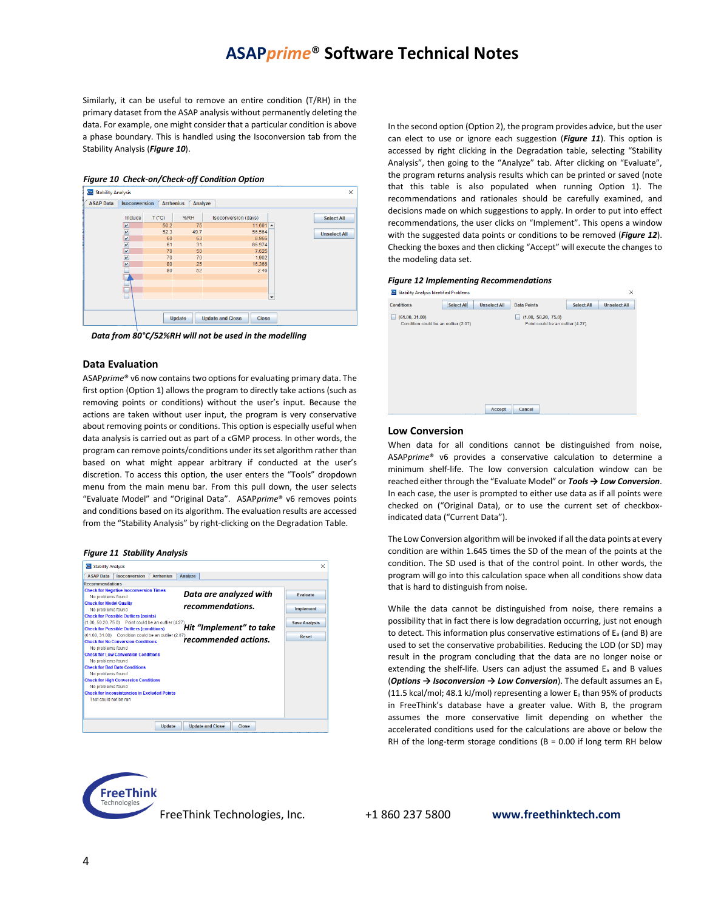Similarly, it can be useful to remove an entire condition (T/RH) in the primary dataset from the ASAP analysis without permanently deleting the data. For example, one might consider that a particular condition is above a phase boundary. This is handled using the Isoconversion tab from the Stability Analysis (***Figure 10***).

***Figure 10 Check-on/Check-off Condition Option***

***Data from 80°C/52%RH will not be used in the modelling***

## Data Evaluation

ASAP*prime*® v6 now contains two options for evaluating primary data. The first option (Option 1) allows the program to directly take actions (such as removing points or conditions) without the user's input. Because the actions are taken without user input, the program is very conservative about removing points or conditions. This option is especially useful when data analysis is carried out as part of a cGMP process. In other words, the program can remove points/conditions under its set algorithm rather than based on what might appear arbitrary if conducted at the user's discretion. To access this option, the user enters the "Tools" dropdown menu from the main menu bar. From this pull down, the user selects "Evaluate Model" and "Original Data". ASAP*prime*® v6 removes points and conditions based on its algorithm. The evaluation results are accessed from the "Stability Analysis" by right-clicking on the Degradation Table.

***Figure 11 Stability Analysis***

In the second option (Option 2), the program provides advice, but the user can elect to use or ignore each suggestion (***Figure 11***). This option is accessed by right clicking in the Degradation table, selecting "Stability Analysis", then going to the "Analyze" tab. After clicking on "Evaluate", the program returns analysis results which can be printed or saved (note that this table is also populated when running Option 1). The recommendations and rationales should be carefully examined, and decisions made on which suggestions to apply. In order to put into effect recommendations, the user clicks on "Implement". This opens a window with the suggested data points or conditions to be removed (***Figure 12***). Checking the boxes and then clicking "Accept" will execute the changes to the modeling data set.

***Figure 12 Implementing Recommendations***

## Low Conversion

When data for all conditions cannot be distinguished from noise, ASAP*prime*® v6 provides a conservative calculation to determine a minimum shelf-life. The low conversion calculation window can be reached either through the "Evaluate Model" or ***Tools → Low Conversion***. In each case, the user is prompted to either use data as if all points were checked on ("Original Data"), or to use the current set of checkbox-indicated data ("Current Data").

The Low Conversion algorithm will be invoked if all the data points at every condition are within 1.645 times the SD of the mean of the points at the condition. The SD used is that of the control point. In other words, the program will go into this calculation space when all conditions show data that is hard to distinguish from noise.

While the data cannot be distinguished from noise, there remains a possibility that in fact there is low degradation occurring, just not enough to detect. This information plus conservative estimations of $E_a$ (and B) are used to set the conservative probabilities. Reducing the LOD (or SD) may result in the program concluding that the data are no longer noise or extending the shelf-life. Users can adjust the assumed $E_a$ and B values (***Options → Isoconversion → Low Conversion***). The default assumes an $E_a$ (11.5 kcal/mol; 48.1 kJ/mol) representing a lower $E_a$ than 95% of products in FreeThink's database have a greater value. With B, the program assumes the more conservative limit depending on whether the accelerated conditions used for the calculations are above or below the RH of the long-term storage conditions (B = 0.00 if long term RH below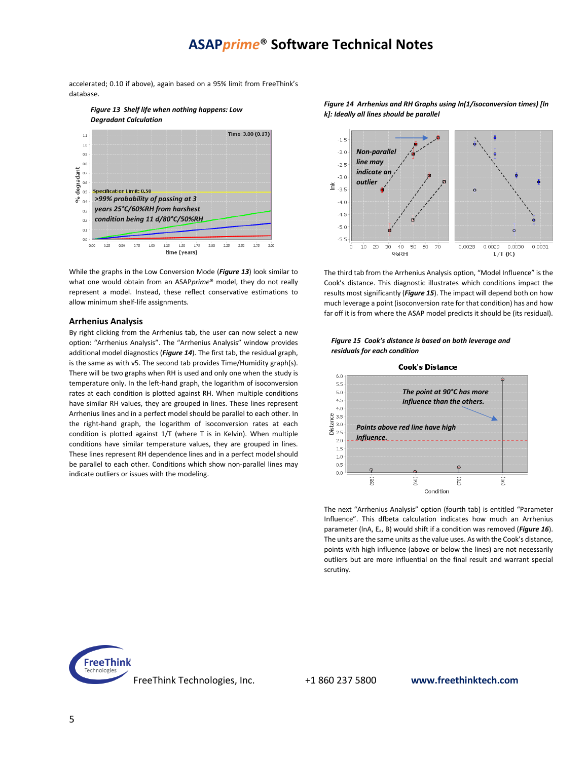accelerated; 0.10 if above), again based on a 95% limit from FreeThink's database.

*Figure 13 Shelf life when nothing happens: Low Degradant Calculation*

While the graphs in the Low Conversion Mode (***Figure 13***) look similar to what one would obtain from an ASAP*prime*® model, they do not really represent a model. Instead, these reflect conservative estimations to allow minimum shelf-life assignments.

## Arrhenius Analysis

By right clicking from the Arrhenius tab, the user can now select a new option: "Arrhenius Analysis". The "Arrhenius Analysis" window provides additional model diagnostics (***Figure 14***). The first tab, the residual graph, is the same as with v5. The second tab provides Time/Humidity graph(s). There will be two graphs when RH is used and only one when the study is temperature only. In the left-hand graph, the logarithm of isoconversion rates at each condition is plotted against RH. When multiple conditions have similar RH values, they are grouped in lines. These lines represent Arrhenius lines and in a perfect model should be parallel to each other. In the right-hand graph, the logarithm of isoconversion rates at each condition is plotted against 1/T (where T is in Kelvin). When multiple conditions have similar temperature values, they are grouped in lines. These lines represent RH dependence lines and in a perfect model should be parallel to each other. Conditions which show non-parallel lines may indicate outliers or issues with the modeling.

*Figure 14 Arrhenius and RH Graphs using ln(1/isoconversion times) [ln k]: Ideally all lines should be parallel*

The third tab from the Arrhenius Analysis option, "Model Influence" is the Cook's distance. This diagnostic illustrates which conditions impact the results most significantly (***Figure 15***). The impact will depend both on how much leverage a point (isoconversion rate for that condition) has and how far off it is from where the ASAP model predicts it should be (its residual).

*Figure 15 Cook's distance is based on both leverage and residuals for each condition*

The next "Arrhenius Analysis" option (fourth tab) is entitled "Parameter Influence". This dfbeta calculation indicates how much an Arrhenius parameter (lnA, $E_a$, B) would shift if a condition was removed (***Figure 16***). The units are the same units as the value uses. As with the Cook's distance, points with high influence (above or below the lines) are not necessarily outliers but are more influential on the final result and warrant special scrutiny.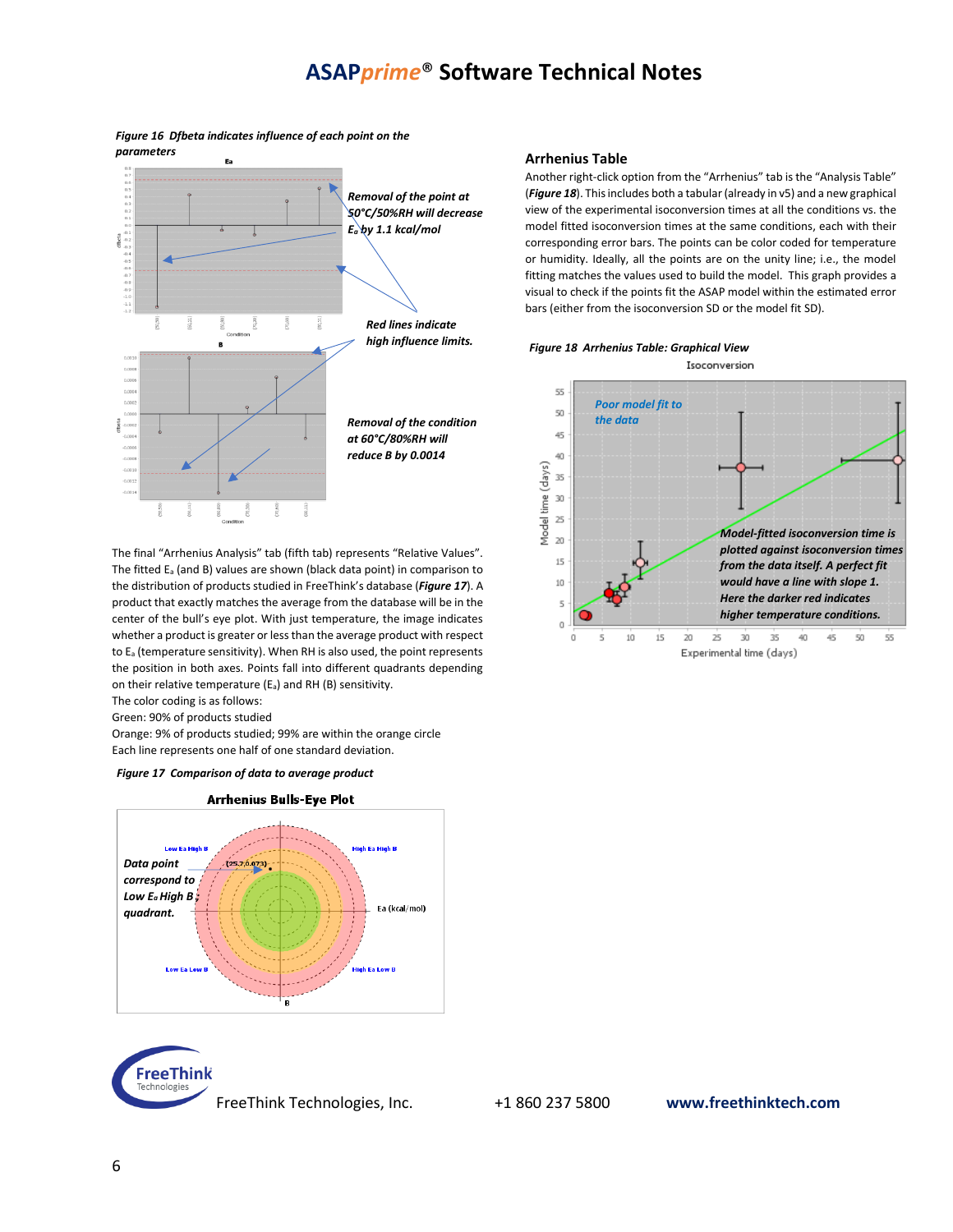*Figure 16 Dfbeta indicates influence of each point on the parameters*

Ea

Removal of the point at 50°C/50%RH will decrease $E_a$ by 1.1 kcal/mol

Red lines indicate high influence limits.

B

Removal of the condition at 60°C/80%RH will reduce B by 0.0014

The final "Arrhenius Analysis" tab (fifth tab) represents "Relative Values". The fitted $E_a$ (and B) values are shown (black data point) in comparison to the distribution of products studied in FreeThink's database (***Figure 17***). A product that exactly matches the average from the database will be in the center of the bull's eye plot. With just temperature, the image indicates whether a product is greater or less than the average product with respect to $E_a$ (temperature sensitivity). When RH is also used, the point represents the position in both axes. Points fall into different quadrants depending on their relative temperature ($E_a$) and RH (B) sensitivity.

The color coding is as follows:

Green: 90% of products studied

Orange: 9% of products studied; 99% are within the orange circle

Each line represents one half of one standard deviation.

*Figure 17 Comparison of data to average product*

**Arrhenius Bulls-Eye Plot**

Low Ea High B

High Ea High B

Low Ea Low B

High Ea Low B

Ea (kcal/mol)

B

(25.7,0.073)

Data point correspond to Low $E_a$ High B quadrant.

## Arrhenius Table

Another right-click option from the "Arrhenius" tab is the "Analysis Table" (***Figure 18***). This includes both a tabular (already in v5) and a new graphical view of the experimental isoconversion times at all the conditions vs. the model fitted isoconversion times at the same conditions, each with their corresponding error bars. The points can be color coded for temperature or humidity. Ideally, all the points are on the unity line; i.e., the model fitting matches the values used to build the model. This graph provides a visual to check if the points fit the ASAP model within the estimated error bars (either from the isoconversion SD or the model fit SD).

*Figure 18 Arrhenius Table: Graphical View*

Isoconversion

Poor model fit to the data

Model-fitted isoconversion time is plotted against isoconversion times from the data itself. A perfect fit would have a line with slope 1. Here the darker red indicates higher temperature conditions.

Model time (days)

Experimental time (days)